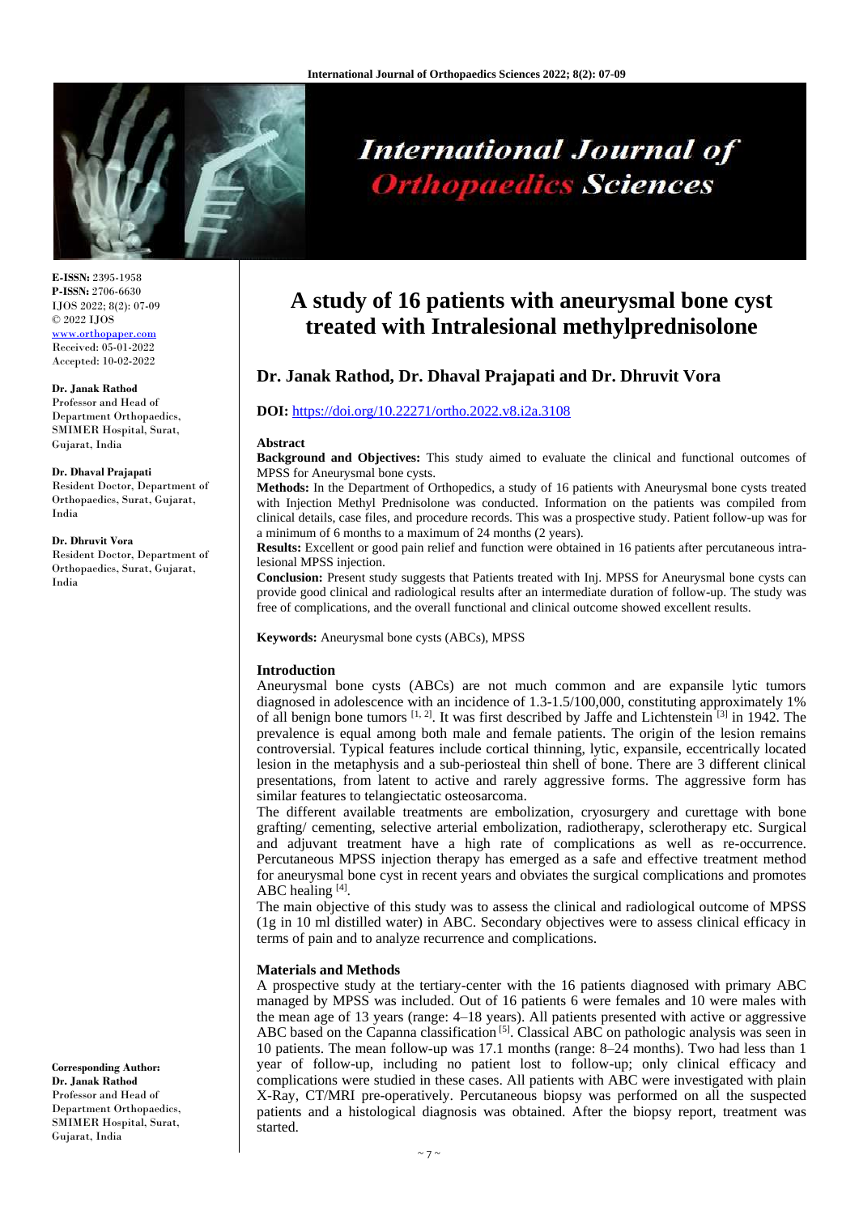**E-ISSN:** 2395-1958
**P-ISSN:** 2706-6630
IJOS 2022; 8(2): 07-09
© 2022 IJOS
www.orthopaper.com
Received: 05-01-2022
Accepted: 10-02-2022

**Dr. Janak Rathod**
Professor and Head of Department Orthopaedics, SMIMER Hospital, Surat, Gujarat, India

**Dr. Dhaval Prajapati**
Resident Doctor, Department of Orthopaedics, Surat, Gujarat, India

**Dr. Dhruvit Vora**
Resident Doctor, Department of Orthopaedics, Surat, Gujarat, India

**Corresponding Author:**
**Dr. Janak Rathod**
Professor and Head of Department Orthopaedics, SMIMER Hospital, Surat, Gujarat, India

# A study of 16 patients with aneurysmal bone cyst treated with Intralesional methylprednisolone

## Dr. Janak Rathod, Dr. Dhaval Prajapati and Dr. Dhruvit Vora

**DOI:** https://doi.org/10.22271/ortho.2022.v8.i2a.3108

### Abstract

**Background and Objectives:** This study aimed to evaluate the clinical and functional outcomes of MPSS for Aneurysmal bone cysts.

**Methods:** In the Department of Orthopedics, a study of 16 patients with Aneurysmal bone cysts treated with Injection Methyl Prednisolone was conducted. Information on the patients was compiled from clinical details, case files, and procedure records. This was a prospective study. Patient follow-up was for a minimum of 6 months to a maximum of 24 months (2 years).

**Results:** Excellent or good pain relief and function were obtained in 16 patients after percutaneous intra-lesional MPSS injection.

**Conclusion:** Present study suggests that Patients treated with Inj. MPSS for Aneurysmal bone cysts can provide good clinical and radiological results after an intermediate duration of follow-up. The study was free of complications, and the overall functional and clinical outcome showed excellent results.

**Keywords:** Aneurysmal bone cysts (ABCs), MPSS

### Introduction

Aneurysmal bone cysts (ABCs) are not much common and are expansile lytic tumors diagnosed in adolescence with an incidence of 1.3-1.5/100,000, constituting approximately 1% of all benign bone tumors [1, 2]. It was first described by Jaffe and Lichtenstein [3] in 1942. The prevalence is equal among both male and female patients. The origin of the lesion remains controversial. Typical features include cortical thinning, lytic, expansile, eccentrically located lesion in the metaphysis and a sub-periosteal thin shell of bone. There are 3 different clinical presentations, from latent to active and rarely aggressive forms. The aggressive form has similar features to telangiectatic osteosarcoma.

The different available treatments are embolization, cryosurgery and curettage with bone grafting/ cementing, selective arterial embolization, radiotherapy, sclerotherapy etc. Surgical and adjuvant treatment have a high rate of complications as well as re-occurrence. Percutaneous MPSS injection therapy has emerged as a safe and effective treatment method for aneurysmal bone cyst in recent years and obviates the surgical complications and promotes ABC healing [4].

The main objective of this study was to assess the clinical and radiological outcome of MPSS (1g in 10 ml distilled water) in ABC. Secondary objectives were to assess clinical efficacy in terms of pain and to analyze recurrence and complications.

### Materials and Methods

A prospective study at the tertiary-center with the 16 patients diagnosed with primary ABC managed by MPSS was included. Out of 16 patients 6 were females and 10 were males with the mean age of 13 years (range: 4–18 years). All patients presented with active or aggressive ABC based on the Capanna classification [5]. Classical ABC on pathologic analysis was seen in 10 patients. The mean follow-up was 17.1 months (range: 8–24 months). Two had less than 1 year of follow-up, including no patient lost to follow-up; only clinical efficacy and complications were studied in these cases. All patients with ABC were investigated with plain X-Ray, CT/MRI pre-operatively. Percutaneous biopsy was performed on all the suspected patients and a histological diagnosis was obtained. After the biopsy report, treatment was started.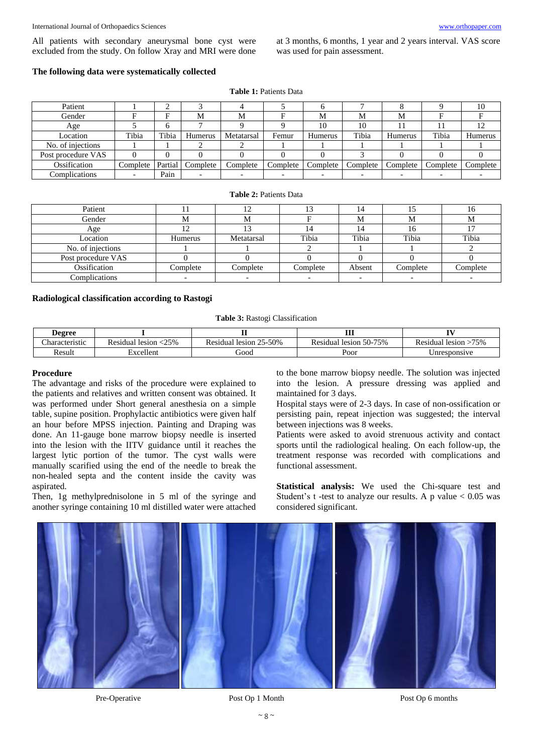All patients with secondary aneurysmal bone cyst were excluded from the study. On follow Xray and MRI were done at 3 months, 6 months, 1 year and 2 years interval. VAS score was used for pain assessment.

**The following data were systematically collected**

**Table 1:** Patients Data

| Patient | 1 | 2 | 3 | 4 | 5 | 6 | 7 | 8 | 9 | 10 |
|---|---|---|---|---|---|---|---|---|---|---|
| Gender | F | F | M | M | F | M | M | M | F | F |
| Age | 5 | 6 | 7 | 9 | 9 | 10 | 10 | 11 | 11 | 12 |
| Location | Tibia | Tibia | Humerus | Metatarsal | Femur | Humerus | Tibia | Humerus | Tibia | Humerus |
| No. of injections | 1 | 1 | 2 | 2 | 1 | 1 | 1 | 1 | 1 | 1 |
| Post procedure VAS | 0 | 0 | 0 | 0 | 0 | 0 | 3 | 0 | 0 | 0 |
| Ossification | Complete | Partial | Complete | Complete | Complete | Complete | Complete | Complete | Complete | Complete |
| Complications | - | Pain | - | - | - | - | - | - | - | - |

**Table 2:** Patients Data

| Patient | 11 | 12 | 13 | 14 | 15 | 16 |
|---|---|---|---|---|---|---|
| Gender | M | M | F | M | M | M |
| Age | 12 | 13 | 14 | 14 | 16 | 17 |
| Location | Humerus | Metatarsal | Tibia | Tibia | Tibia | Tibia |
| No. of injections | 1 | 1 | 2 | 1 | 1 | 2 |
| Post procedure VAS | 0 | 0 | 0 | 0 | 0 | 0 |
| Ossification | Complete | Complete | Complete | Absent | Complete | Complete |
| Complications | - | - | - | - | - | - |

**Radiological classification according to Rastogi**

**Table 3:** Rastogi Classification

| **Degree** | **I** | **II** | **III** | **IV** |
|---|---|---|---|---|
| Characteristic | Residual lesion <25% | Residual lesion 25-50% | Residual lesion 50-75% | Residual lesion >75% |
| Result | Excellent | Good | Poor | Unresponsive |

**Procedure**

The advantage and risks of the procedure were explained to the patients and relatives and written consent was obtained. It was performed under Short general anesthesia on a simple table, supine position. Prophylactic antibiotics were given half an hour before MPSS injection. Painting and Draping was done. An 11-gauge bone marrow biopsy needle is inserted into the lesion with the IITV guidance until it reaches the largest lytic portion of the tumor. The cyst walls were manually scarified using the end of the needle to break the non-healed septa and the content inside the cavity was aspirated.

Then, 1g methylprednisolone in 5 ml of the syringe and another syringe containing 10 ml distilled water were attached to the bone marrow biopsy needle. The solution was injected into the lesion. A pressure dressing was applied and maintained for 3 days.

Hospital stays were of 2-3 days. In case of non-ossification or persisting pain, repeat injection was suggested; the interval between injections was 8 weeks.

Patients were asked to avoid strenuous activity and contact sports until the radiological healing. On each follow-up, the treatment response was recorded with complications and functional assessment.

**Statistical analysis:** We used the Chi-square test and Student's t -test to analyze our results. A p value $< 0.05$ was considered significant.

Pre-Operative　　Post Op 1 Month　　Post Op 6 months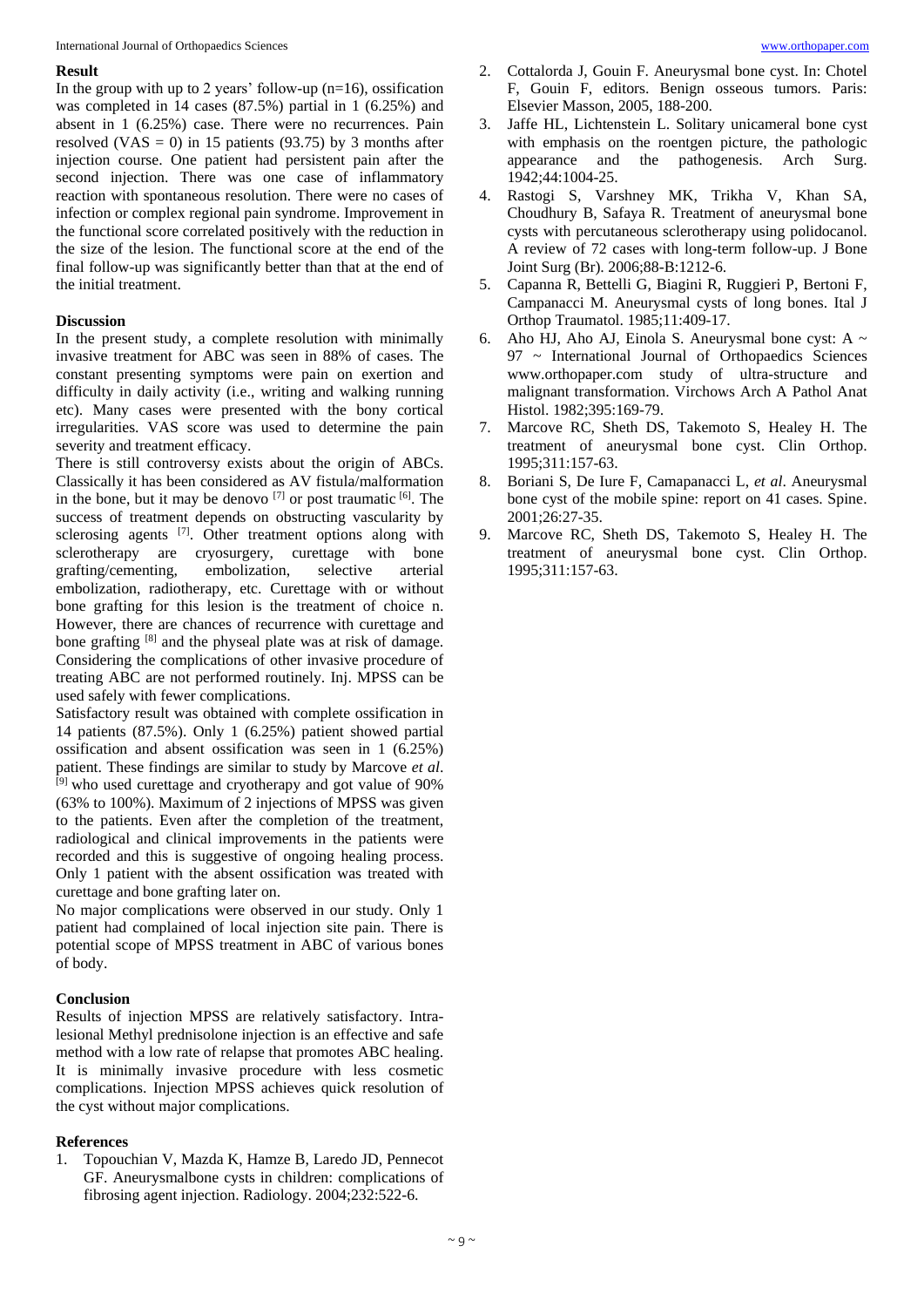## Result

In the group with up to 2 years' follow-up (n=16), ossification was completed in 14 cases (87.5%) partial in 1 (6.25%) and absent in 1 (6.25%) case. There were no recurrences. Pain resolved (VAS = 0) in 15 patients (93.75) by 3 months after injection course. One patient had persistent pain after the second injection. There was one case of inflammatory reaction with spontaneous resolution. There were no cases of infection or complex regional pain syndrome. Improvement in the functional score correlated positively with the reduction in the size of the lesion. The functional score at the end of the final follow-up was significantly better than that at the end of the initial treatment.

## Discussion

In the present study, a complete resolution with minimally invasive treatment for ABC was seen in 88% of cases. The constant presenting symptoms were pain on exertion and difficulty in daily activity (i.e., writing and walking running etc). Many cases were presented with the bony cortical irregularities. VAS score was used to determine the pain severity and treatment efficacy.

There is still controversy exists about the origin of ABCs. Classically it has been considered as AV fistula/malformation in the bone, but it may be denovo [7] or post traumatic [6]. The success of treatment depends on obstructing vascularity by sclerosing agents [7]. Other treatment options along with sclerotherapy are cryosurgery, curettage with bone grafting/cementing, embolization, selective arterial embolization, radiotherapy, etc. Curettage with or without bone grafting for this lesion is the treatment of choice n. However, there are chances of recurrence with curettage and bone grafting [8] and the physeal plate was at risk of damage. Considering the complications of other invasive procedure of treating ABC are not performed routinely. Inj. MPSS can be used safely with fewer complications.

Satisfactory result was obtained with complete ossification in 14 patients (87.5%). Only 1 (6.25%) patient showed partial ossification and absent ossification was seen in 1 (6.25%) patient. These findings are similar to study by Marcove *et al*. [9] who used curettage and cryotherapy and got value of 90% (63% to 100%). Maximum of 2 injections of MPSS was given to the patients. Even after the completion of the treatment, radiological and clinical improvements in the patients were recorded and this is suggestive of ongoing healing process. Only 1 patient with the absent ossification was treated with curettage and bone grafting later on.

No major complications were observed in our study. Only 1 patient had complained of local injection site pain. There is potential scope of MPSS treatment in ABC of various bones of body.

## Conclusion

Results of injection MPSS are relatively satisfactory. Intra-lesional Methyl prednisolone injection is an effective and safe method with a low rate of relapse that promotes ABC healing. It is minimally invasive procedure with less cosmetic complications. Injection MPSS achieves quick resolution of the cyst without major complications.

## References

1. Topouchian V, Mazda K, Hamze B, Laredo JD, Pennecot GF. Aneurysmalbone cysts in children: complications of fibrosing agent injection. Radiology. 2004;232:522-6.
2. Cottalorda J, Gouin F. Aneurysmal bone cyst. In: Chotel F, Gouin F, editors. Benign osseous tumors. Paris: Elsevier Masson, 2005, 188-200.
3. Jaffe HL, Lichtenstein L. Solitary unicameral bone cyst with emphasis on the roentgen picture, the pathologic appearance and the pathogenesis. Arch Surg. 1942;44:1004-25.
4. Rastogi S, Varshney MK, Trikha V, Khan SA, Choudhury B, Safaya R. Treatment of aneurysmal bone cysts with percutaneous sclerotherapy using polidocanol. A review of 72 cases with long-term follow-up. J Bone Joint Surg (Br). 2006;88-B:1212-6.
5. Capanna R, Bettelli G, Biagini R, Ruggieri P, Bertoni F, Campanacci M. Aneurysmal cysts of long bones. Ital J Orthop Traumatol. 1985;11:409-17.
6. Aho HJ, Aho AJ, Einola S. Aneurysmal bone cyst: A ~ 97 ~ International Journal of Orthopaedics Sciences www.orthopaper.com study of ultra-structure and malignant transformation. Virchows Arch A Pathol Anat Histol. 1982;395:169-79.
7. Marcove RC, Sheth DS, Takemoto S, Healey H. The treatment of aneurysmal bone cyst. Clin Orthop. 1995;311:157-63.
8. Boriani S, De Iure F, Camapanacci L, *et al*. Aneurysmal bone cyst of the mobile spine: report on 41 cases. Spine. 2001;26:27-35.
9. Marcove RC, Sheth DS, Takemoto S, Healey H. The treatment of aneurysmal bone cyst. Clin Orthop. 1995;311:157-63.